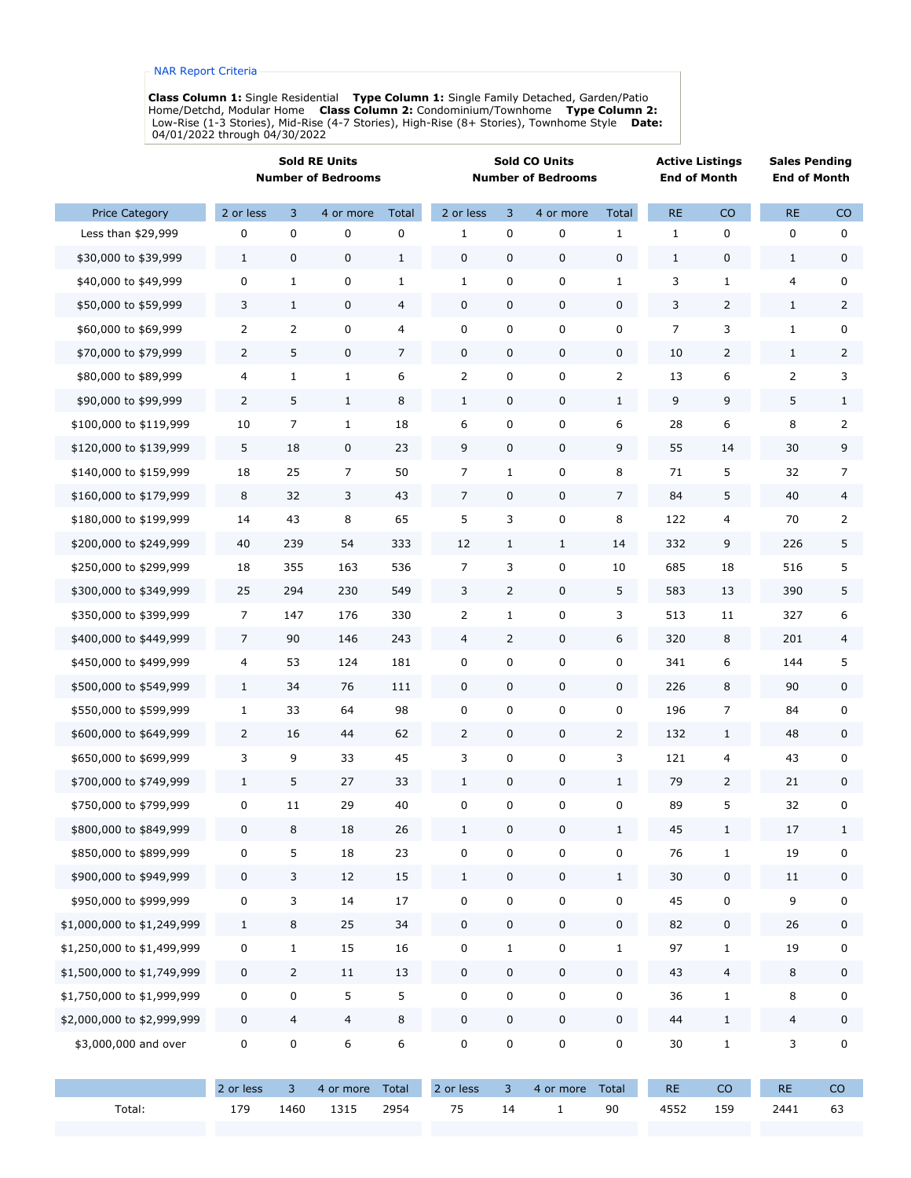NAR Report Criteria

**Class Column 1:** Single Residential **Type Column 1:** Single Family Detached, Garden/Patio Home/Detchd, Modular Home **Class Column 2:** Condominium/Townhome **Type Column 2:** Low-Rise (1-3 Stories), Mid-Rise (4-7 Stories), High-Rise (8+ Stories), Townhome Style **Date:** 04/01/2022 through 04/30/2022

| | Sold RE Units Number of Bedrooms | | | | Sold CO Units Number of Bedrooms | | | | Active Listings End of Month | | Sales Pending End of Month | |
|---|---|---|---|---|---|---|---|---|---|---|---|---|
| Price Category | 2 or less | 3 | 4 or more | Total | 2 or less | 3 | 4 or more | Total | RE | CO | RE | CO |
| Less than $29,999 | 0 | 0 | 0 | 0 | 1 | 0 | 0 | 1 | 1 | 0 | 0 | 0 |
| $30,000 to $39,999 | 1 | 0 | 0 | 1 | 0 | 0 | 0 | 0 | 1 | 0 | 1 | 0 |
| $40,000 to $49,999 | 0 | 1 | 0 | 1 | 1 | 0 | 0 | 1 | 3 | 1 | 4 | 0 |
| $50,000 to $59,999 | 3 | 1 | 0 | 4 | 0 | 0 | 0 | 0 | 3 | 2 | 1 | 2 |
| $60,000 to $69,999 | 2 | 2 | 0 | 4 | 0 | 0 | 0 | 0 | 7 | 3 | 1 | 0 |
| $70,000 to $79,999 | 2 | 5 | 0 | 7 | 0 | 0 | 0 | 0 | 10 | 2 | 1 | 2 |
| $80,000 to $89,999 | 4 | 1 | 1 | 6 | 2 | 0 | 0 | 2 | 13 | 6 | 2 | 3 |
| $90,000 to $99,999 | 2 | 5 | 1 | 8 | 1 | 0 | 0 | 1 | 9 | 9 | 5 | 1 |
| $100,000 to $119,999 | 10 | 7 | 1 | 18 | 6 | 0 | 0 | 6 | 28 | 6 | 8 | 2 |
| $120,000 to $139,999 | 5 | 18 | 0 | 23 | 9 | 0 | 0 | 9 | 55 | 14 | 30 | 9 |
| $140,000 to $159,999 | 18 | 25 | 7 | 50 | 7 | 1 | 0 | 8 | 71 | 5 | 32 | 7 |
| $160,000 to $179,999 | 8 | 32 | 3 | 43 | 7 | 0 | 0 | 7 | 84 | 5 | 40 | 4 |
| $180,000 to $199,999 | 14 | 43 | 8 | 65 | 5 | 3 | 0 | 8 | 122 | 4 | 70 | 2 |
| $200,000 to $249,999 | 40 | 239 | 54 | 333 | 12 | 1 | 1 | 14 | 332 | 9 | 226 | 5 |
| $250,000 to $299,999 | 18 | 355 | 163 | 536 | 7 | 3 | 0 | 10 | 685 | 18 | 516 | 5 |
| $300,000 to $349,999 | 25 | 294 | 230 | 549 | 3 | 2 | 0 | 5 | 583 | 13 | 390 | 5 |
| $350,000 to $399,999 | 7 | 147 | 176 | 330 | 2 | 1 | 0 | 3 | 513 | 11 | 327 | 6 |
| $400,000 to $449,999 | 7 | 90 | 146 | 243 | 4 | 2 | 0 | 6 | 320 | 8 | 201 | 4 |
| $450,000 to $499,999 | 4 | 53 | 124 | 181 | 0 | 0 | 0 | 0 | 341 | 6 | 144 | 5 |
| $500,000 to $549,999 | 1 | 34 | 76 | 111 | 0 | 0 | 0 | 0 | 226 | 8 | 90 | 0 |
| $550,000 to $599,999 | 1 | 33 | 64 | 98 | 0 | 0 | 0 | 0 | 196 | 7 | 84 | 0 |
| $600,000 to $649,999 | 2 | 16 | 44 | 62 | 2 | 0 | 0 | 2 | 132 | 1 | 48 | 0 |
| $650,000 to $699,999 | 3 | 9 | 33 | 45 | 3 | 0 | 0 | 3 | 121 | 4 | 43 | 0 |
| $700,000 to $749,999 | 1 | 5 | 27 | 33 | 1 | 0 | 0 | 1 | 79 | 2 | 21 | 0 |
| $750,000 to $799,999 | 0 | 11 | 29 | 40 | 0 | 0 | 0 | 0 | 89 | 5 | 32 | 0 |
| $800,000 to $849,999 | 0 | 8 | 18 | 26 | 1 | 0 | 0 | 1 | 45 | 1 | 17 | 1 |
| $850,000 to $899,999 | 0 | 5 | 18 | 23 | 0 | 0 | 0 | 0 | 76 | 1 | 19 | 0 |
| $900,000 to $949,999 | 0 | 3 | 12 | 15 | 1 | 0 | 0 | 1 | 30 | 0 | 11 | 0 |
| $950,000 to $999,999 | 0 | 3 | 14 | 17 | 0 | 0 | 0 | 0 | 45 | 0 | 9 | 0 |
| $1,000,000 to $1,249,999 | 1 | 8 | 25 | 34 | 0 | 0 | 0 | 0 | 82 | 0 | 26 | 0 |
| $1,250,000 to $1,499,999 | 0 | 1 | 15 | 16 | 0 | 1 | 0 | 1 | 97 | 1 | 19 | 0 |
| $1,500,000 to $1,749,999 | 0 | 2 | 11 | 13 | 0 | 0 | 0 | 0 | 43 | 4 | 8 | 0 |
| $1,750,000 to $1,999,999 | 0 | 0 | 5 | 5 | 0 | 0 | 0 | 0 | 36 | 1 | 8 | 0 |
| $2,000,000 to $2,999,999 | 0 | 4 | 4 | 8 | 0 | 0 | 0 | 0 | 44 | 1 | 4 | 0 |
| $3,000,000 and over | 0 | 0 | 6 | 6 | 0 | 0 | 0 | 0 | 30 | 1 | 3 | 0 |

| | 2 or less | 3 | 4 or more | Total | 2 or less | 3 | 4 or more | Total | RE | CO | RE | CO |
|---|---|---|---|---|---|---|---|---|---|---|---|---|
| Total: | 179 | 1460 | 1315 | 2954 | 75 | 14 | 1 | 90 | 4552 | 159 | 2441 | 63 |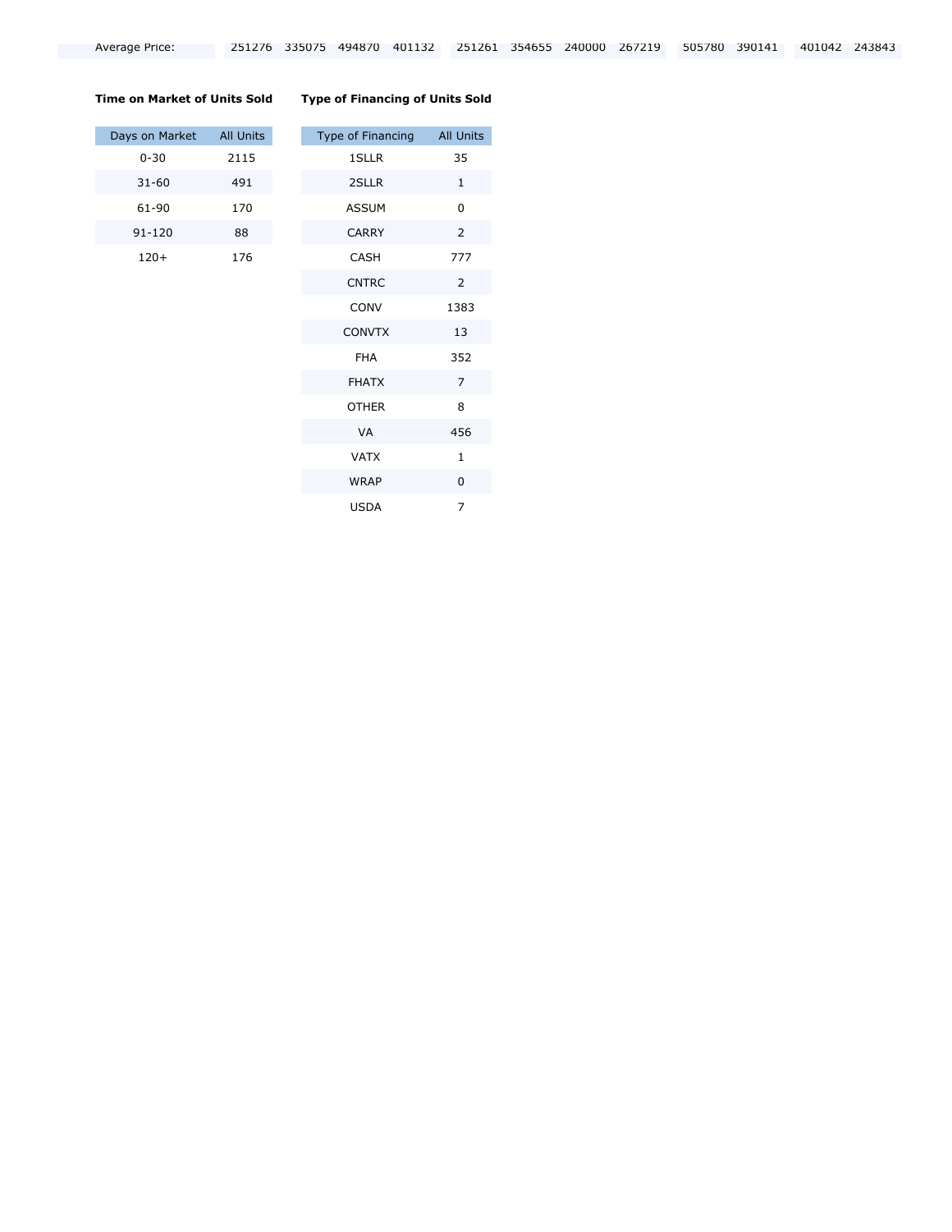| | | | | | | | | | | | | |
|---|---|---|---|---|---|---|---|---|---|---|---|---|
| Average Price: | 251276 | 335075 | 494870 | 401132 | 251261 | 354655 | 240000 | 267219 | 505780 | 390141 | 401042 | 243843 |

**Time on Market of Units Sold**

| Days on Market | All Units |
|---|---|
| 0-30 | 2115 |
| 31-60 | 491 |
| 61-90 | 170 |
| 91-120 | 88 |
| 120+ | 176 |

**Type of Financing of Units Sold**

| Type of Financing | All Units |
|---|---|
| 1SLLR | 35 |
| 2SLLR | 1 |
| ASSUM | 0 |
| CARRY | 2 |
| CASH | 777 |
| CNTRC | 2 |
| CONV | 1383 |
| CONVTX | 13 |
| FHA | 352 |
| FHATX | 7 |
| OTHER | 8 |
| VA | 456 |
| VATX | 1 |
| WRAP | 0 |
| USDA | 7 |